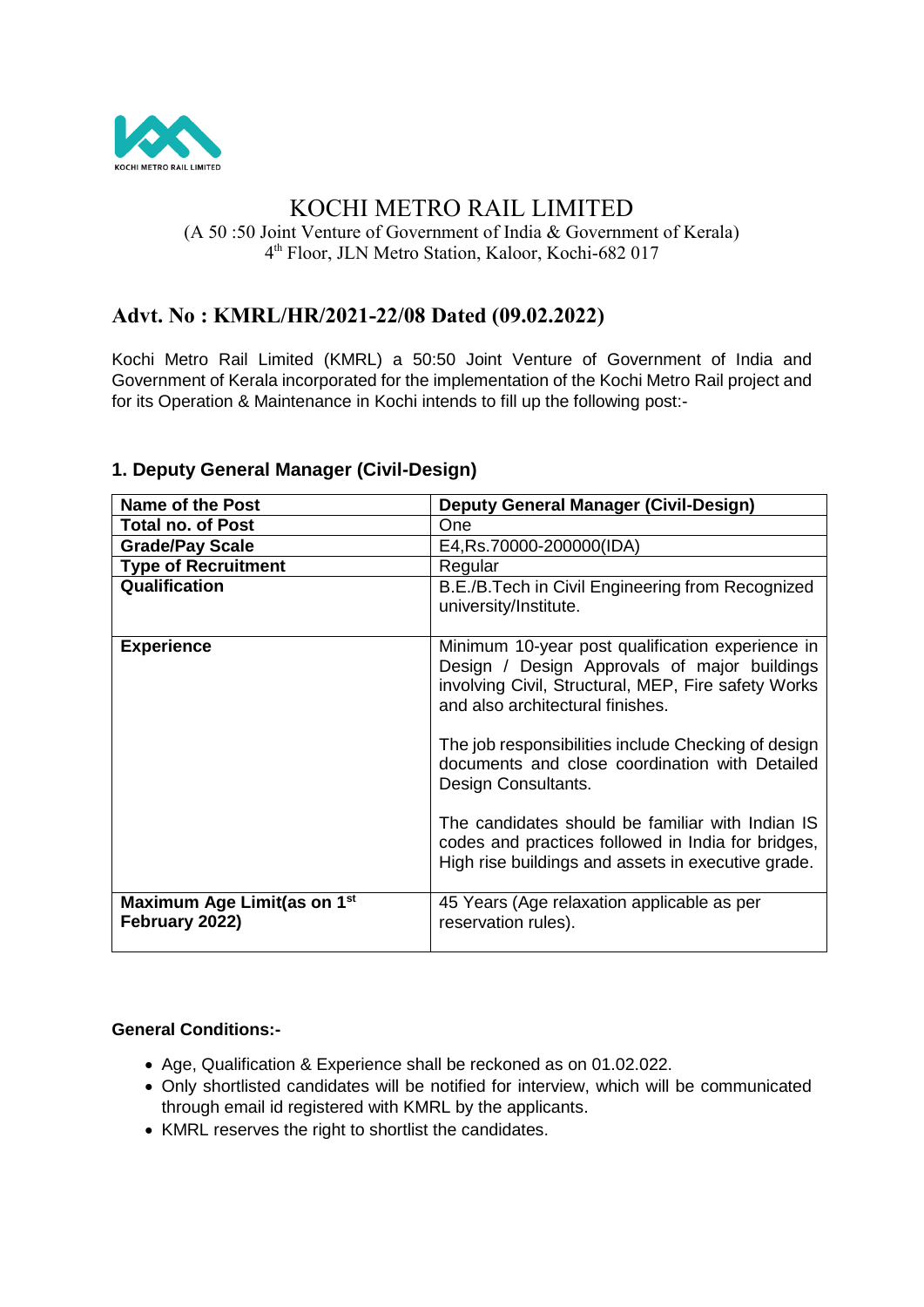# KOCHI METRO RAIL LIMITED

(A 50 :50 Joint Venture of Government of India & Government of Kerala)
4th Floor, JLN Metro Station, Kaloor, Kochi-682 017

## Advt. No : KMRL/HR/2021-22/08 Dated (09.02.2022)

Kochi Metro Rail Limited (KMRL) a 50:50 Joint Venture of Government of India and Government of Kerala incorporated for the implementation of the Kochi Metro Rail project and for its Operation & Maintenance in Kochi intends to fill up the following post:-

### 1. Deputy General Manager (Civil-Design)

| **Name of the Post** | **Deputy General Manager (Civil-Design)** |
|---|---|
| **Total no. of Post** | One |
| **Grade/Pay Scale** | E4,Rs.70000-200000(IDA) |
| **Type of Recruitment** | Regular |
| **Qualification** | B.E./B.Tech in Civil Engineering from Recognized university/Institute. |
| **Experience** | Minimum 10-year post qualification experience in Design / Design Approvals of major buildings involving Civil, Structural, MEP, Fire safety Works and also architectural finishes.<br><br>The job responsibilities include Checking of design documents and close coordination with Detailed Design Consultants.<br><br>The candidates should be familiar with Indian IS codes and practices followed in India for bridges, High rise buildings and assets in executive grade. |
| **Maximum Age Limit(as on 1st February 2022)** | 45 Years (Age relaxation applicable as per reservation rules). |

**General Conditions:-**

- Age, Qualification & Experience shall be reckoned as on 01.02.022.
- Only shortlisted candidates will be notified for interview, which will be communicated through email id registered with KMRL by the applicants.
- KMRL reserves the right to shortlist the candidates.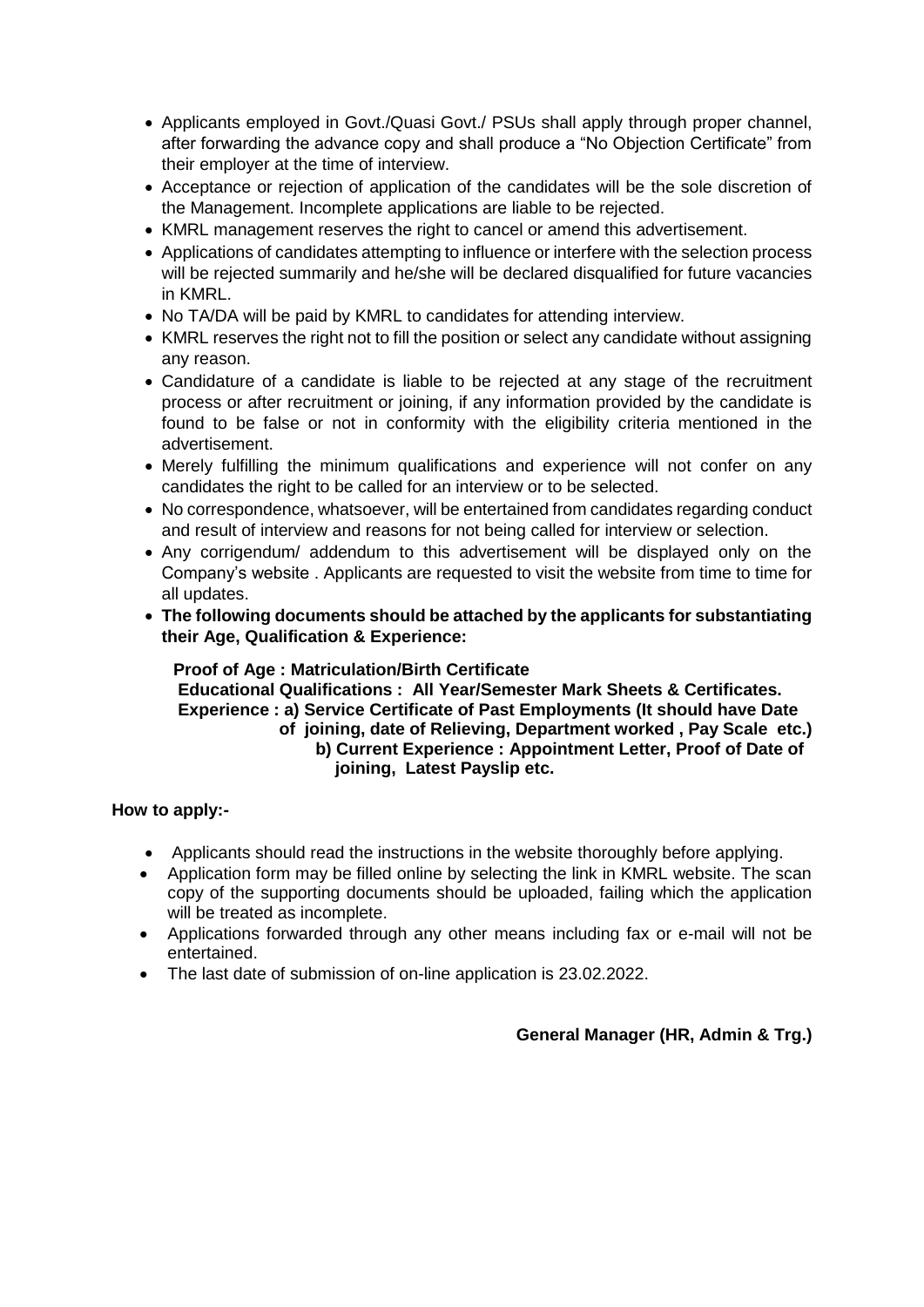- Applicants employed in Govt./Quasi Govt./ PSUs shall apply through proper channel, after forwarding the advance copy and shall produce a "No Objection Certificate" from their employer at the time of interview.
- Acceptance or rejection of application of the candidates will be the sole discretion of the Management. Incomplete applications are liable to be rejected.
- KMRL management reserves the right to cancel or amend this advertisement.
- Applications of candidates attempting to influence or interfere with the selection process will be rejected summarily and he/she will be declared disqualified for future vacancies in KMRL.
- No TA/DA will be paid by KMRL to candidates for attending interview.
- KMRL reserves the right not to fill the position or select any candidate without assigning any reason.
- Candidature of a candidate is liable to be rejected at any stage of the recruitment process or after recruitment or joining, if any information provided by the candidate is found to be false or not in conformity with the eligibility criteria mentioned in the advertisement.
- Merely fulfilling the minimum qualifications and experience will not confer on any candidates the right to be called for an interview or to be selected.
- No correspondence, whatsoever, will be entertained from candidates regarding conduct and result of interview and reasons for not being called for interview or selection.
- Any corrigendum/ addendum to this advertisement will be displayed only on the Company's website . Applicants are requested to visit the website from time to time for all updates.
- **The following documents should be attached by the applicants for substantiating their Age, Qualification & Experience:**

  **Proof of Age : Matriculation/Birth Certificate**
  **Educational Qualifications : All Year/Semester Mark Sheets & Certificates.**
  **Experience : a) Service Certificate of Past Employments (It should have Date of joining, date of Relieving, Department worked , Pay Scale etc.)**
  **b) Current Experience : Appointment Letter, Proof of Date of joining, Latest Payslip etc.**

**How to apply:-**

- Applicants should read the instructions in the website thoroughly before applying.
- Application form may be filled online by selecting the link in KMRL website. The scan copy of the supporting documents should be uploaded, failing which the application will be treated as incomplete.
- Applications forwarded through any other means including fax or e-mail will not be entertained.
- The last date of submission of on-line application is 23.02.2022.

**General Manager (HR, Admin & Trg.)**